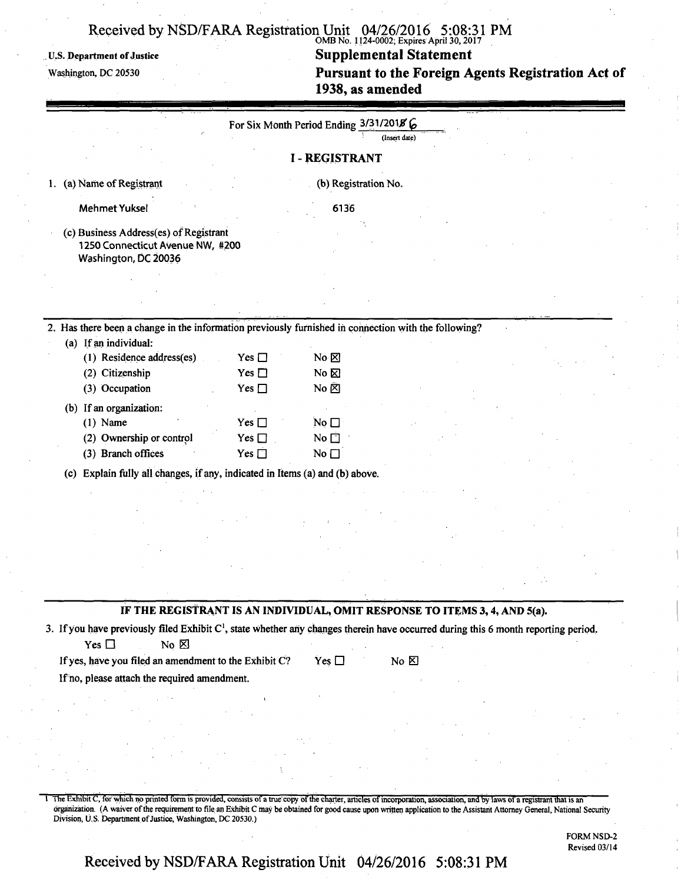U.S. Department of Justice

Washington, DC 20530

OMB No. 1124-0002; Expires April 30, 2017

# Supplemental Statement

# Pursuant to the Foreign Agents Registration Act of 1938, as amended

For Six Month Period Ending 3/31/2016
(Insert date)

## I - REGISTRANT

1. (a) Name of Registrant

   Mehmet Yuksel

   (b) Registration No.

   6136

   (c) Business Address(es) of Registrant
   1250 Connecticut Avenue NW, #200
   Washington, DC 20036

2. Has there been a change in the information previously furnished in connection with the following?

   (a) If an individual:

   | | | |
   |---|---|---|
   | (1) Residence address(es) | Yes ☐ | No ☒ |
   | (2) Citizenship | Yes ☐ | No ☒ |
   | (3) Occupation | Yes ☐ | No ☒ |

   (b) If an organization:

   | | | |
   |---|---|---|
   | (1) Name | Yes ☐ | No ☐ |
   | (2) Ownership or control | Yes ☐ | No ☐ |
   | (3) Branch offices | Yes ☐ | No ☐ |

   (c) Explain fully all changes, if any, indicated in Items (a) and (b) above.

**IF THE REGISTRANT IS AN INDIVIDUAL, OMIT RESPONSE TO ITEMS 3, 4, AND 5(a).**

3. If you have previously filed Exhibit C[1], state whether any changes therein have occurred during this 6 month reporting period.

   Yes ☐ No ☒

   If yes, have you filed an amendment to the Exhibit C? Yes ☐ No ☒

   If no, please attach the required amendment.

[1] The Exhibit C, for which no printed form is provided, consists of a true copy of the charter, articles of incorporation, association, and by laws of a registrant that is an organization. (A waiver of the requirement to file an Exhibit C may be obtained for good cause upon written application to the Assistant Attorney General, National Security Division, U.S. Department of Justice, Washington, DC 20530.)

FORM NSD-2
Revised 03/14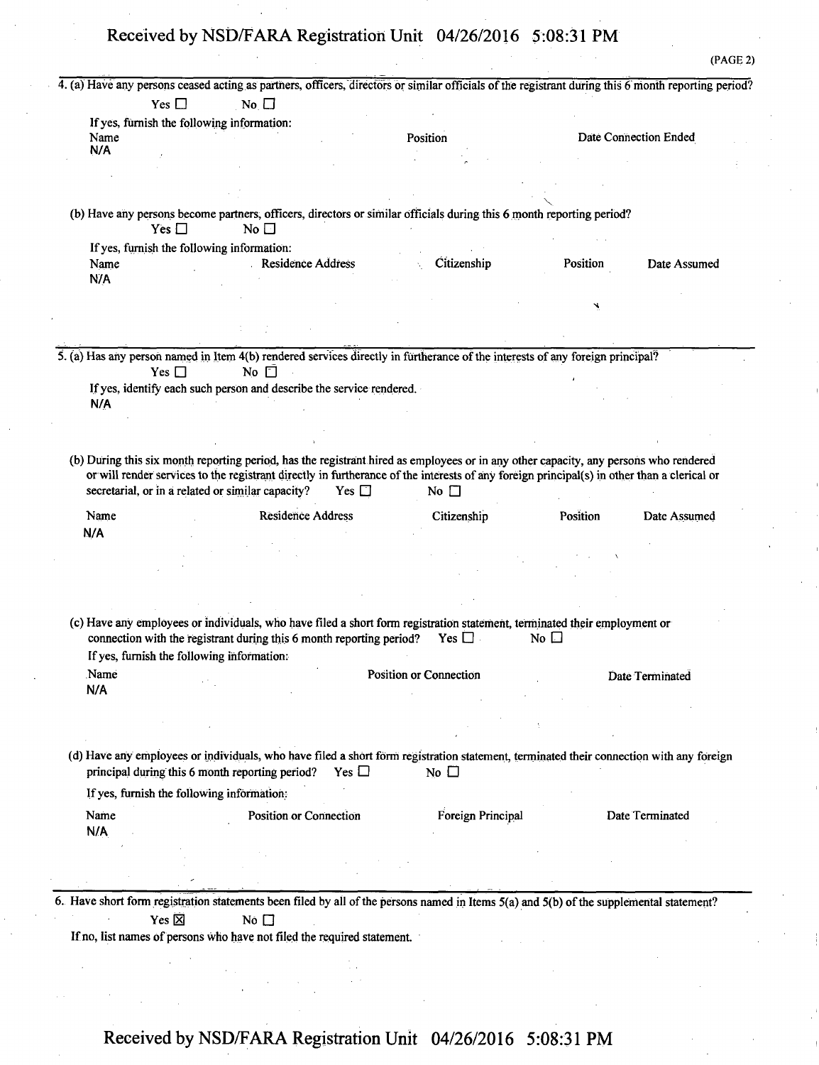(PAGE 2)

4. (a) Have any persons ceased acting as partners, officers, directors or similar officials of the registrant during this 6 month reporting period?

Yes ☐ No ☐

If yes, furnish the following information:

| Name | Position | Date Connection Ended |
|---|---|---|
| N/A | | |

(b) Have any persons become partners, officers, directors or similar officials during this 6 month reporting period?

Yes ☐ No ☐

If yes, furnish the following information:

| Name | Residence Address | Citizenship | Position | Date Assumed |
|---|---|---|---|---|
| N/A | | | | |

5. (a) Has any person named in Item 4(b) rendered services directly in furtherance of the interests of any foreign principal?

Yes ☐ No ☐

If yes, identify each such person and describe the service rendered.

N/A

(b) During this six month reporting period, has the registrant hired as employees or in any other capacity, any persons who rendered or will render services to the registrant directly in furtherance of the interests of any foreign principal(s) in other than a clerical or secretarial, or in a related or similar capacity? Yes ☐ No ☐

| Name | Residence Address | Citizenship | Position | Date Assumed |
|---|---|---|---|---|
| N/A | | | | |

(c) Have any employees or individuals, who have filed a short form registration statement, terminated their employment or connection with the registrant during this 6 month reporting period? Yes ☐ No ☐

If yes, furnish the following information:

| Name | Position or Connection | Date Terminated |
|---|---|---|
| N/A | | |

(d) Have any employees or individuals, who have filed a short form registration statement, terminated their connection with any foreign principal during this 6 month reporting period? Yes ☐ No ☐

If yes, furnish the following information:

| Name | Position or Connection | Foreign Principal | Date Terminated |
|---|---|---|---|
| N/A | | | |

6. Have short form registration statements been filed by all of the persons named in Items 5(a) and 5(b) of the supplemental statement?

Yes ☒ No ☐

If no, list names of persons who have not filed the required statement.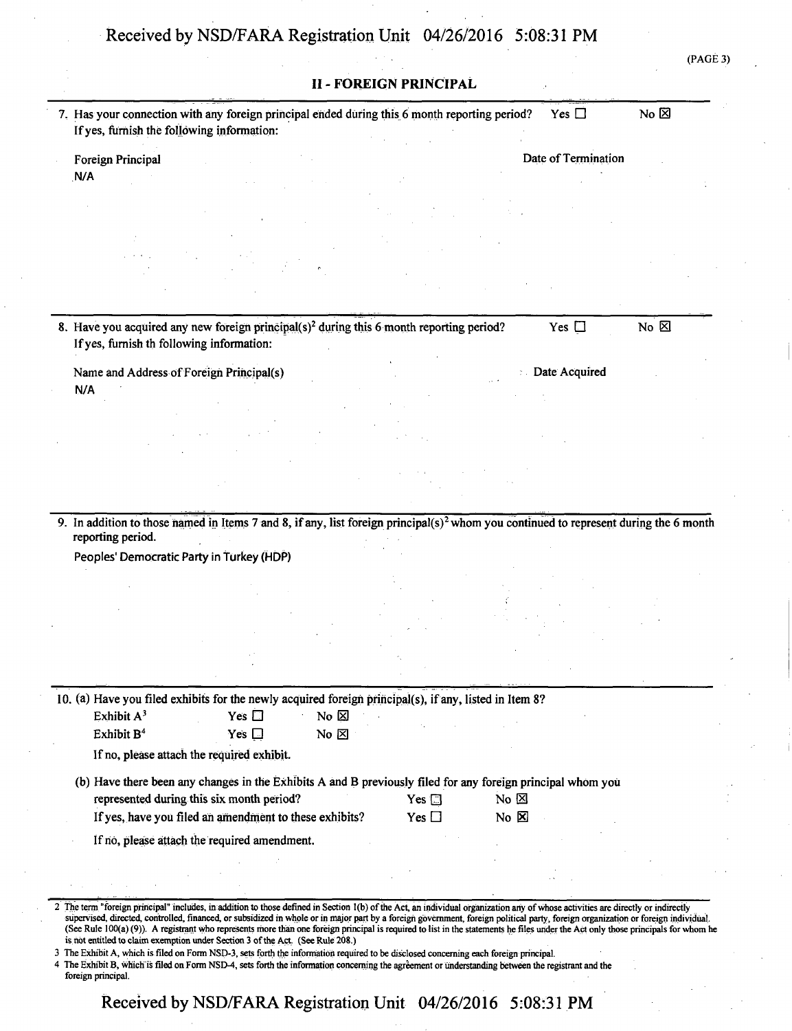## II - FOREIGN PRINCIPAL

7. Has your connection with any foreign principal ended during this 6 month reporting period? Yes ☐ No ☒
   If yes, furnish the following information:

| Foreign Principal | Date of Termination |
|---|---|
| N/A | |

8. Have you acquired any new foreign principal(s)[2] during this 6 month reporting period? Yes ☐ No ☒
   If yes, furnish th following information:

| Name and Address of Foreign Principal(s) | Date Acquired |
|---|---|
| N/A | |

9. In addition to those named in Items 7 and 8, if any, list foreign principal(s)[2] whom you continued to represent during the 6 month reporting period.

   Peoples' Democratic Party in Turkey (HDP)

10. (a) Have you filed exhibits for the newly acquired foreign principal(s), if any, listed in Item 8?

    Exhibit A[3] Yes ☐ No ☒
    Exhibit B[4] Yes ☐ No ☒

    If no, please attach the required exhibit.

    (b) Have there been any changes in the Exhibits A and B previously filed for any foreign principal whom you represented during this six month period? Yes ☐ No ☒

    If yes, have you filed an amendment to these exhibits? Yes ☐ No ☒

    If no, please attach the required amendment.

---

2 The term "foreign principal" includes, in addition to those defined in Section 1(b) of the Act, an individual organization any of whose activities are directly or indirectly supervised, directed, controlled, financed, or subsidized in whole or in major part by a foreign government, foreign political party, foreign organization or foreign individual. (See Rule 100(a) (9)). A registrant who represents more than one foreign principal is required to list in the statements he files under the Act only those principals for whom he is not entitled to claim exemption under Section 3 of the Act. (See Rule 208.)

3 The Exhibit A, which is filed on Form NSD-3, sets forth the information required to be disclosed concerning each foreign principal.

4 The Exhibit B, which is filed on Form NSD-4, sets forth the information concerning the agreement or understanding between the registrant and the foreign principal.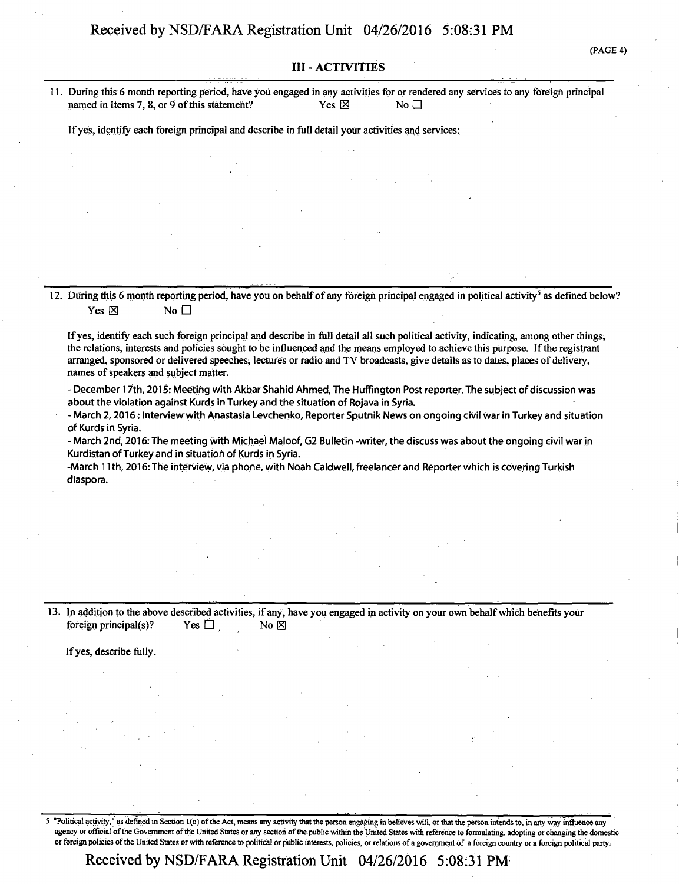(PAGE 4)

### III - ACTIVITIES

11. During this 6 month reporting period, have you engaged in any activities for or rendered any services to any foreign principal named in Items 7, 8, or 9 of this statement? Yes ☒ No ☐

If yes, identify each foreign principal and describe in full detail your activities and services:

12. During this 6 month reporting period, have you on behalf of any foreign principal engaged in political activity[5] as defined below? Yes ☒ No ☐

If yes, identify each such foreign principal and describe in full detail all such political activity, indicating, among other things, the relations, interests and policies sought to be influenced and the means employed to achieve this purpose. If the registrant arranged, sponsored or delivered speeches, lectures or radio and TV broadcasts, give details as to dates, places of delivery, names of speakers and subject matter.

- December 17th, 2015: Meeting with Akbar Shahid Ahmed, The Huffington Post reporter. The subject of discussion was about the violation against Kurds in Turkey and the situation of Rojava in Syria.
- March 2, 2016 : Interview with Anastasia Levchenko, Reporter Sputnik News on ongoing civil war in Turkey and situation of Kurds in Syria.
- March 2nd, 2016: The meeting with Michael Maloof, G2 Bulletin -writer, the discuss was about the ongoing civil war in Kurdistan of Turkey and in situation of Kurds in Syria.
- March 11th, 2016: The interview, via phone, with Noah Caldwell, freelancer and Reporter which is covering Turkish diaspora.

13. In addition to the above described activities, if any, have you engaged in activity on your own behalf which benefits your foreign principal(s)? Yes ☐ No ☒

If yes, describe fully.

5 "Political activity," as defined in Section 1(o) of the Act, means any activity that the person engaging in believes will, or that the person intends to, in any way influence any agency or official of the Government of the United States or any section of the public within the United States with reference to formulating, adopting or changing the domestic or foreign policies of the United States or with reference to political or public interests, policies, or relations of a government of a foreign country or a foreign political party.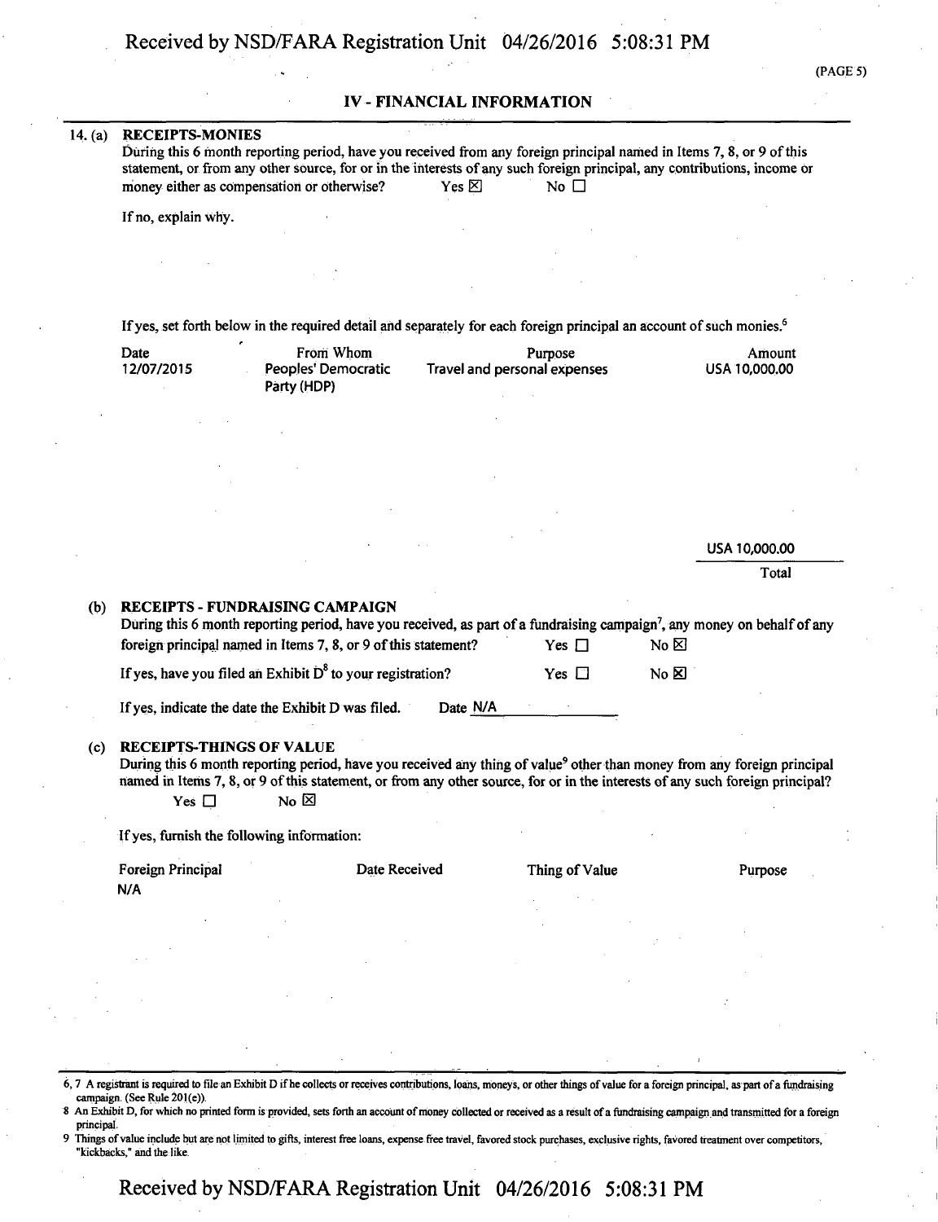## IV - FINANCIAL INFORMATION

**14. (a) RECEIPTS-MONIES**

During this 6 month reporting period, have you received from any foreign principal named in Items 7, 8, or 9 of this statement, or from any other source, for or in the interests of any such foreign principal, any contributions, income or money either as compensation or otherwise? Yes ☒ No ☐

If no, explain why.

If yes, set forth below in the required detail and separately for each foreign principal an account of such monies.[6]

| Date | From Whom | Purpose | Amount |
|---|---|---|---|
| 12/07/2015 | Peoples' Democratic Party (HDP) | Travel and personal expenses | USA 10,000.00 |
| | | Total | USA 10,000.00 |

**(b) RECEIPTS - FUNDRAISING CAMPAIGN**

During this 6 month reporting period, have you received, as part of a fundraising campaign[7], any money on behalf of any foreign principal named in Items 7, 8, or 9 of this statement? Yes ☐ No ☒

If yes, have you filed an Exhibit D[8] to your registration? Yes ☐ No ☒

If yes, indicate the date the Exhibit D was filed. Date N/A

**(c) RECEIPTS-THINGS OF VALUE**

During this 6 month reporting period, have you received any thing of value[9] other than money from any foreign principal named in Items 7, 8, or 9 of this statement, or from any other source, for or in the interests of any such foreign principal?

Yes ☐ No ☒

If yes, furnish the following information:

| Foreign Principal | Date Received | Thing of Value | Purpose |
|---|---|---|---|
| N/A | | | |

---

6, 7 A registrant is required to file an Exhibit D if he collects or receives contributions, loans, moneys, or other things of value for a foreign principal, as part of a fundraising campaign. (See Rule 201(e)).

8 An Exhibit D, for which no printed form is provided, sets forth an account of money collected or received as a result of a fundraising campaign and transmitted for a foreign principal.

9 Things of value include but are not limited to gifts, interest free loans, expense free travel, favored stock purchases, exclusive rights, favored treatment over competitors, "kickbacks," and the like.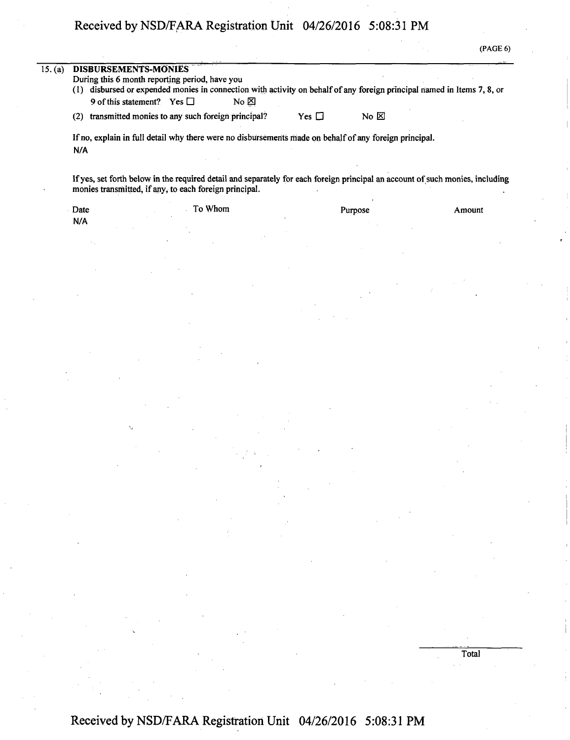(PAGE 6)

15. (a) **DISBURSEMENTS-MONIES**

During this 6 month reporting period, have you

(1) disbursed or expended monies in connection with activity on behalf of any foreign principal named in Items 7, 8, or 9 of this statement? Yes ☐ No ☒

(2) transmitted monies to any such foreign principal? Yes ☐ No ☒

If no, explain in full detail why there were no disbursements made on behalf of any foreign principal.

N/A

If yes, set forth below in the required detail and separately for each foreign principal an account of such monies, including monies transmitted, if any, to each foreign principal.

| Date | To Whom | Purpose | Amount |
|---|---|---|---|
| N/A | | | |
| | | | Total |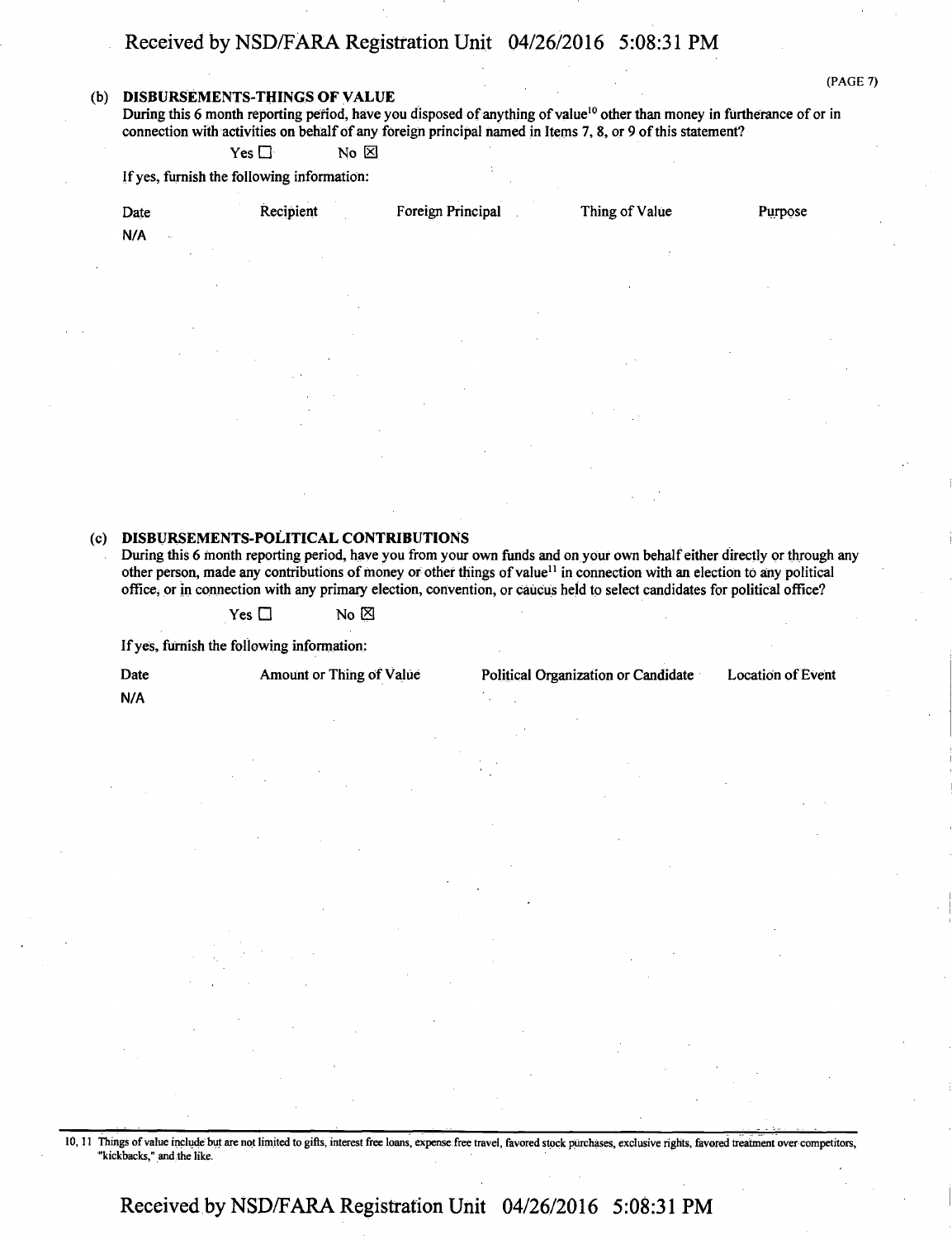**(b) DISBURSEMENTS-THINGS OF VALUE**

During this 6 month reporting period, have you disposed of anything of value[10] other than money in furtherance of or in connection with activities on behalf of any foreign principal named in Items 7, 8, or 9 of this statement?

Yes ☐ No ☒

If yes, furnish the following information:

| Date | Recipient | Foreign Principal | Thing of Value | Purpose |
|---|---|---|---|---|
| N/A | | | | |

**(c) DISBURSEMENTS-POLITICAL CONTRIBUTIONS**

During this 6 month reporting period, have you from your own funds and on your own behalf either directly or through any other person, made any contributions of money or other things of value[11] in connection with an election to any political office, or in connection with any primary election, convention, or caucus held to select candidates for political office?

Yes ☐ No ☒

If yes, furnish the following information:

| Date | Amount or Thing of Value | Political Organization or Candidate | Location of Event |
|---|---|---|---|
| N/A | | | |

10, 11 Things of value include but are not limited to gifts, interest free loans, expense free travel, favored stock purchases, exclusive rights, favored treatment over competitors, "kickbacks," and the like.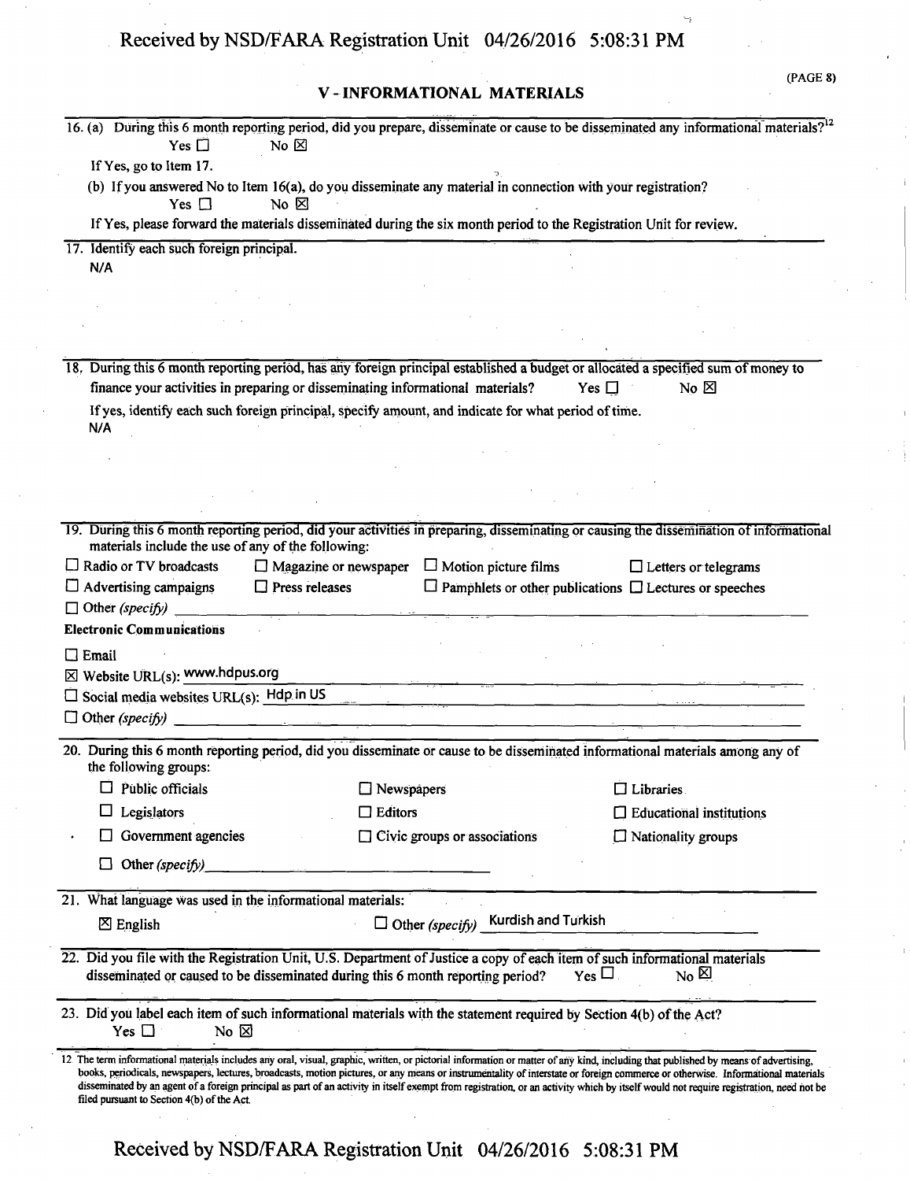## V - INFORMATIONAL MATERIALS

16. (a) During this 6 month reporting period, did you prepare, disseminate or cause to be disseminated any informational materials?[12]
    Yes ☐ No ☒

    If Yes, go to Item 17.

    (b) If you answered No to Item 16(a), do you disseminate any material in connection with your registration?
    Yes ☐ No ☒

    If Yes, please forward the materials disseminated during the six month period to the Registration Unit for review.

17. Identify each such foreign principal.

    N/A

18. During this 6 month reporting period, has any foreign principal established a budget or allocated a specified sum of money to finance your activities in preparing or disseminating informational materials? Yes ☐ No ☒

    If yes, identify each such foreign principal, specify amount, and indicate for what period of time.

    N/A

19. During this 6 month reporting period, did your activities in preparing, disseminating or causing the dissemination of informational materials include the use of any of the following:

    ☐ Radio or TV broadcasts ☐ Magazine or newspaper ☐ Motion picture films ☐ Letters or telegrams
    ☐ Advertising campaigns ☐ Press releases ☐ Pamphlets or other publications ☐ Lectures or speeches
    ☐ Other *(specify)*

    **Electronic Communications**

    ☐ Email
    ☒ Website URL(s): www.hdpus.org
    ☐ Social media websites URL(s): Hdp in US
    ☐ Other *(specify)*

20. During this 6 month reporting period, did you disseminate or cause to be disseminated informational materials among any of the following groups:

    ☐ Public officials ☐ Newspapers ☐ Libraries
    ☐ Legislators ☐ Editors ☐ Educational institutions
    ☐ Government agencies ☐ Civic groups or associations ☐ Nationality groups
    ☐ Other *(specify)*

21. What language was used in the informational materials:

    ☒ English ☐ Other *(specify)* Kurdish and Turkish

22. Did you file with the Registration Unit, U.S. Department of Justice a copy of each item of such informational materials disseminated or caused to be disseminated during this 6 month reporting period? Yes ☐ No ☒

23. Did you label each item of such informational materials with the statement required by Section 4(b) of the Act?
    Yes ☐ No ☒

---

[12] The term informational materials includes any oral, visual, graphic, written, or pictorial information or matter of any kind, including that published by means of advertising, books, periodicals, newspapers, lectures, broadcasts, motion pictures, or any means or instrumentality of interstate or foreign commerce or otherwise. Informational materials disseminated by an agent of a foreign principal as part of an activity in itself exempt from registration, or an activity which by itself would not require registration, need not be filed pursuant to Section 4(b) of the Act.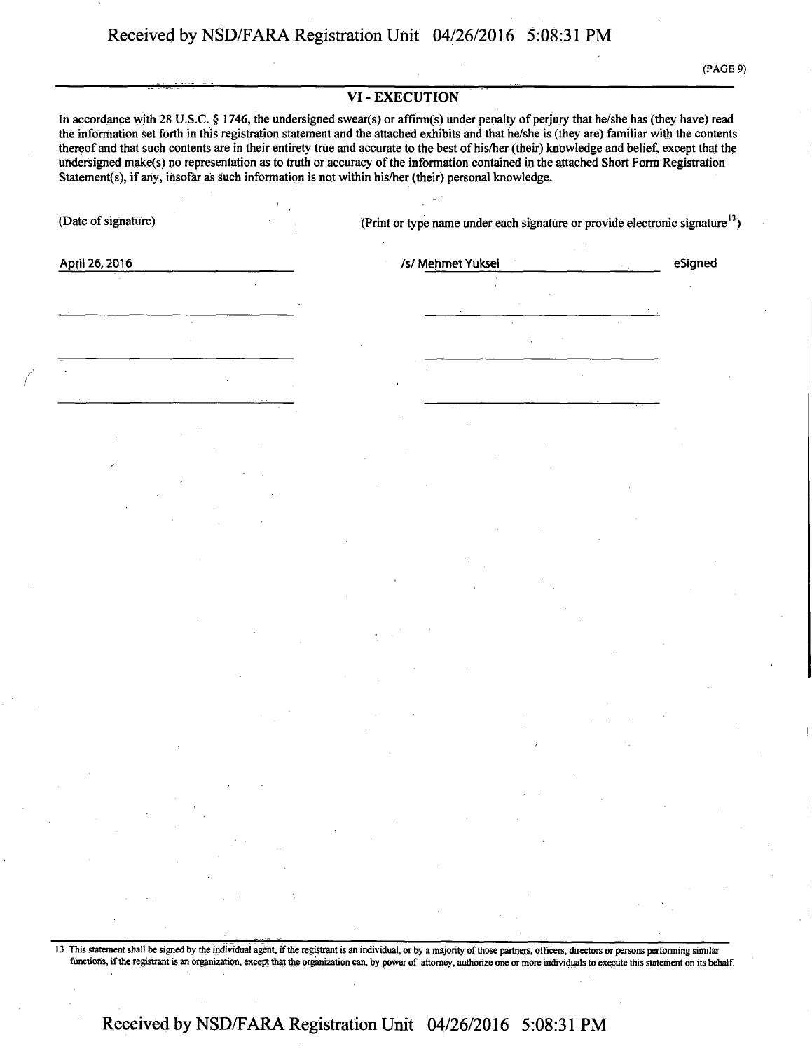## VI - EXECUTION

In accordance with 28 U.S.C. § 1746, the undersigned swear(s) or affirm(s) under penalty of perjury that he/she has (they have) read the information set forth in this registration statement and the attached exhibits and that he/she is (they are) familiar with the contents thereof and that such contents are in their entirety true and accurate to the best of his/her (their) knowledge and belief, except that the undersigned make(s) no representation as to truth or accuracy of the information contained in the attached Short Form Registration Statement(s), if any, insofar as such information is not within his/her (their) personal knowledge.

| (Date of signature) | (Print or type name under each signature or provide electronic signature[13]) | |
|---|---|---|
| April 26, 2016 | /s/ Mehmet Yuksel | eSigned |
| | | |
| | | |
| | | |

13 This statement shall be signed by the individual agent, if the registrant is an individual, or by a majority of those partners, officers, directors or persons performing similar functions, if the registrant is an organization, except that the organization can, by power of attorney, authorize one or more individuals to execute this statement on its behalf.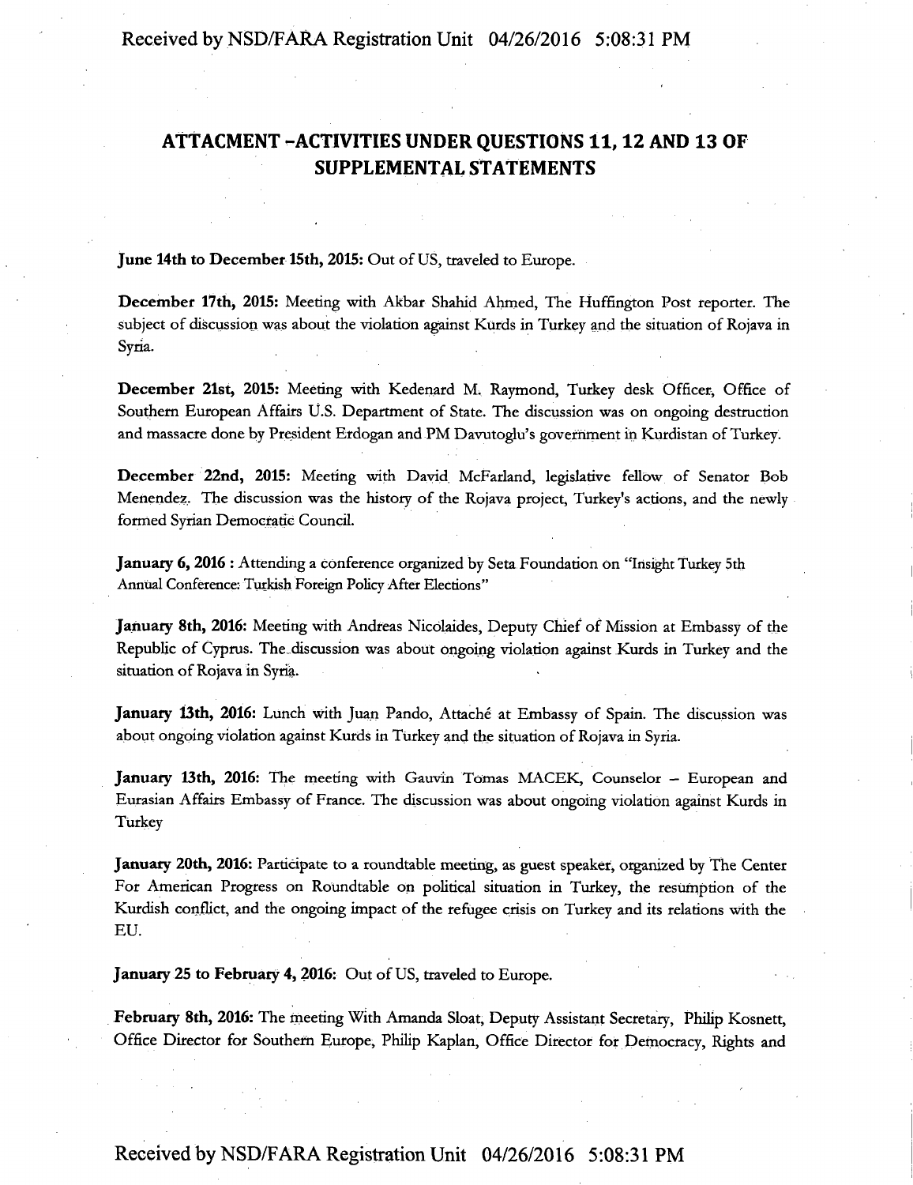## ATTACMENT -ACTIVITIES UNDER QUESTIONS 11, 12 AND 13 OF SUPPLEMENTAL STATEMENTS

**June 14th to December 15th, 2015:** Out of US, traveled to Europe.

**December 17th, 2015:** Meeting with Akbar Shahid Ahmed, The Huffington Post reporter. The subject of discussion was about the violation against Kurds in Turkey and the situation of Rojava in Syria.

**December 21st, 2015:** Meeting with Kedenard M. Raymond, Turkey desk Officer, Office of Southern European Affairs U.S. Department of State. The discussion was on ongoing destruction and massacre done by President Erdogan and PM Davutoglu's government in Kurdistan of Turkey.

**December 22nd, 2015:** Meeting with David McFarland, legislative fellow of Senator Bob Menendez. The discussion was the history of the Rojava project, Turkey's actions, and the newly formed Syrian Democratic Council.

**January 6, 2016 :** Attending a conference organized by Seta Foundation on "Insight Turkey 5th Annual Conference: Turkish Foreign Policy After Elections"

**January 8th, 2016:** Meeting with Andreas Nicolaides, Deputy Chief of Mission at Embassy of the Republic of Cyprus. The discussion was about ongoing violation against Kurds in Turkey and the situation of Rojava in Syria.

**January 13th, 2016:** Lunch with Juan Pando, Attaché at Embassy of Spain. The discussion was about ongoing violation against Kurds in Turkey and the situation of Rojava in Syria.

**January 13th, 2016:** The meeting with Gauvin Tomas MACEK, Counselor – European and Eurasian Affairs Embassy of France. The discussion was about ongoing violation against Kurds in Turkey

**January 20th, 2016:** Participate to a roundtable meeting, as guest speaker, organized by The Center For American Progress on Roundtable on political situation in Turkey, the resumption of the Kurdish conflict, and the ongoing impact of the refugee crisis on Turkey and its relations with the EU.

**January 25 to February 4, 2016:** Out of US, traveled to Europe.

**February 8th, 2016:** The meeting With Amanda Sloat, Deputy Assistant Secretary, Philip Kosnett, Office Director for Southern Europe, Philip Kaplan, Office Director for Democracy, Rights and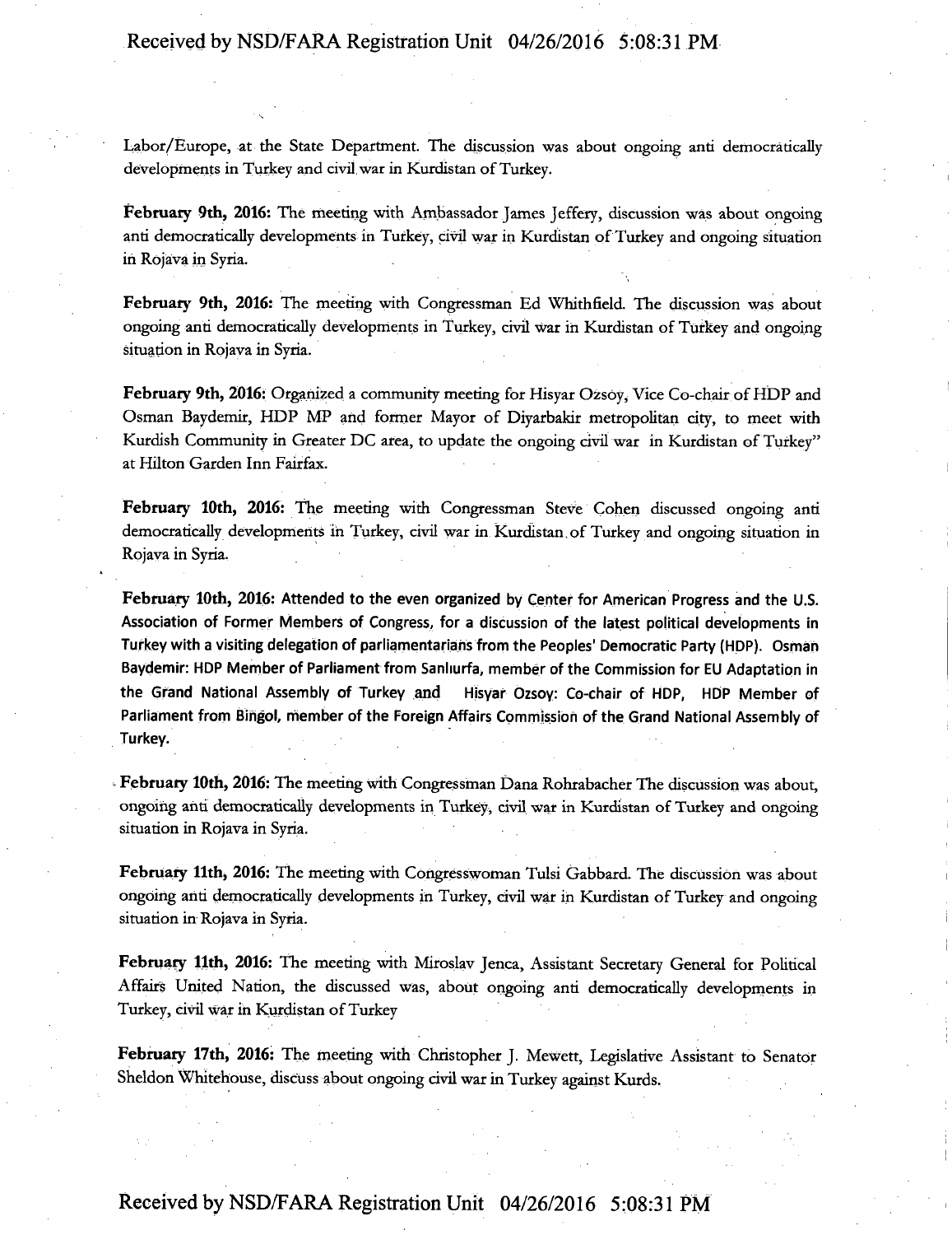Labor/Europe, at the State Department. The discussion was about ongoing anti democratically developments in Turkey and civil war in Kurdistan of Turkey.

**February 9th, 2016:** The meeting with Ambassador James Jeffery, discussion was about ongoing anti democratically developments in Turkey, civil war in Kurdistan of Turkey and ongoing situation in Rojava in Syria.

**February 9th, 2016:** The meeting with Congressman Ed Whithfield. The discussion was about ongoing anti democratically developments in Turkey, civil war in Kurdistan of Turkey and ongoing situation in Rojava in Syria.

**February 9th, 2016:** Organized a community meeting for Hisyar Ozsoy, Vice Co-chair of HDP and Osman Baydemir, HDP MP and former Mayor of Diyarbakir metropolitan city, to meet with Kurdish Community in Greater DC area, to update the ongoing civil war in Kurdistan of Turkey" at Hilton Garden Inn Fairfax.

**February 10th, 2016:** The meeting with Congressman Steve Cohen discussed ongoing anti democratically developments in Turkey, civil war in Kurdistan of Turkey and ongoing situation in Rojava in Syria.

**February 10th, 2016:** Attended to the even organized by Center for American Progress and the U.S. Association of Former Members of Congress, for a discussion of the latest political developments in Turkey with a visiting delegation of parliamentarians from the Peoples' Democratic Party (HDP). Osman Baydemir: HDP Member of Parliament from Sanlıurfa, member of the Commission for EU Adaptation in the Grand National Assembly of Turkey and Hisyar Ozsoy: Co-chair of HDP, HDP Member of Parliament from Bingol, member of the Foreign Affairs Commission of the Grand National Assembly of Turkey.

**February 10th, 2016:** The meeting with Congressman Dana Rohrabacher The discussion was about, ongoing anti democratically developments in Turkey, civil war in Kurdistan of Turkey and ongoing situation in Rojava in Syria.

**February 11th, 2016:** The meeting with Congresswoman Tulsi Gabbard. The discussion was about ongoing anti democratically developments in Turkey, civil war in Kurdistan of Turkey and ongoing situation in Rojava in Syria.

**February 11th, 2016:** The meeting with Miroslav Jenca, Assistant Secretary General for Political Affairs United Nation, the discussed was, about ongoing anti democratically developments in Turkey, civil war in Kurdistan of Turkey

**February 17th, 2016:** The meeting with Christopher J. Mewett, Legislative Assistant to Senator Sheldon Whitehouse, discuss about ongoing civil war in Turkey against Kurds.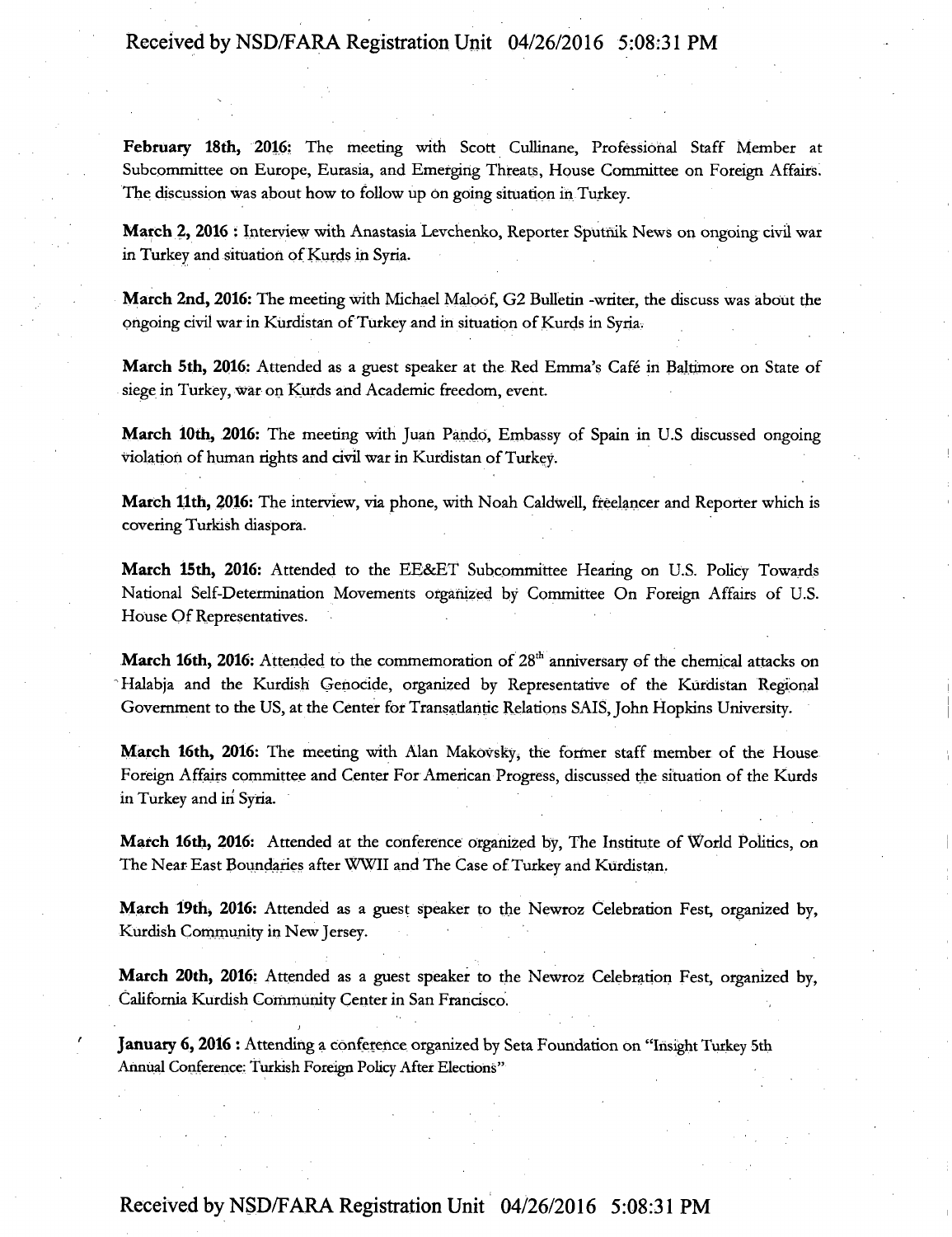**February 18th, 2016:** The meeting with Scott Cullinane, Professional Staff Member at Subcommittee on Europe, Eurasia, and Emerging Threats, House Committee on Foreign Affairs. The discussion was about how to follow up on going situation in Turkey.

**March 2, 2016 :** Interview with Anastasia Levchenko, Reporter Sputnik News on ongoing civil war in Turkey and situation of Kurds in Syria.

**March 2nd, 2016:** The meeting with Michael Maloof, G2 Bulletin -writer, the discuss was about the ongoing civil war in Kurdistan of Turkey and in situation of Kurds in Syria.

**March 5th, 2016:** Attended as a guest speaker at the Red Emma's Café in Baltimore on State of siege in Turkey, war on Kurds and Academic freedom, event.

**March 10th, 2016:** The meeting with Juan Pando, Embassy of Spain in U.S discussed ongoing violation of human rights and civil war in Kurdistan of Turkey.

**March 11th, 2016:** The interview, via phone, with Noah Caldwell, freelancer and Reporter which is covering Turkish diaspora.

**March 15th, 2016:** Attended to the EE&ET Subcommittee Hearing on U.S. Policy Towards National Self-Determination Movements organized by Committee On Foreign Affairs of U.S. House Of Representatives.

**March 16th, 2016:** Attended to the commemoration of 28th anniversary of the chemical attacks on Halabja and the Kurdish Genocide, organized by Representative of the Kurdistan Regional Government to the US, at the Center for Transatlantic Relations SAIS, John Hopkins University.

**March 16th, 2016:** The meeting with Alan Makovsky, the former staff member of the House Foreign Affairs committee and Center For American Progress, discussed the situation of the Kurds in Turkey and in Syria.

**March 16th, 2016:** Attended at the conference organized by, The Institute of World Politics, on The Near East Boundaries after WWII and The Case of Turkey and Kurdistan.

**March 19th, 2016:** Attended as a guest speaker to the Newroz Celebration Fest, organized by, Kurdish Community in New Jersey.

**March 20th, 2016:** Attended as a guest speaker to the Newroz Celebration Fest, organized by, California Kurdish Community Center in San Francisco.

**January 6, 2016 :** Attending a conference organized by Seta Foundation on "Insight Turkey 5th Annual Conference: Turkish Foreign Policy After Elections"